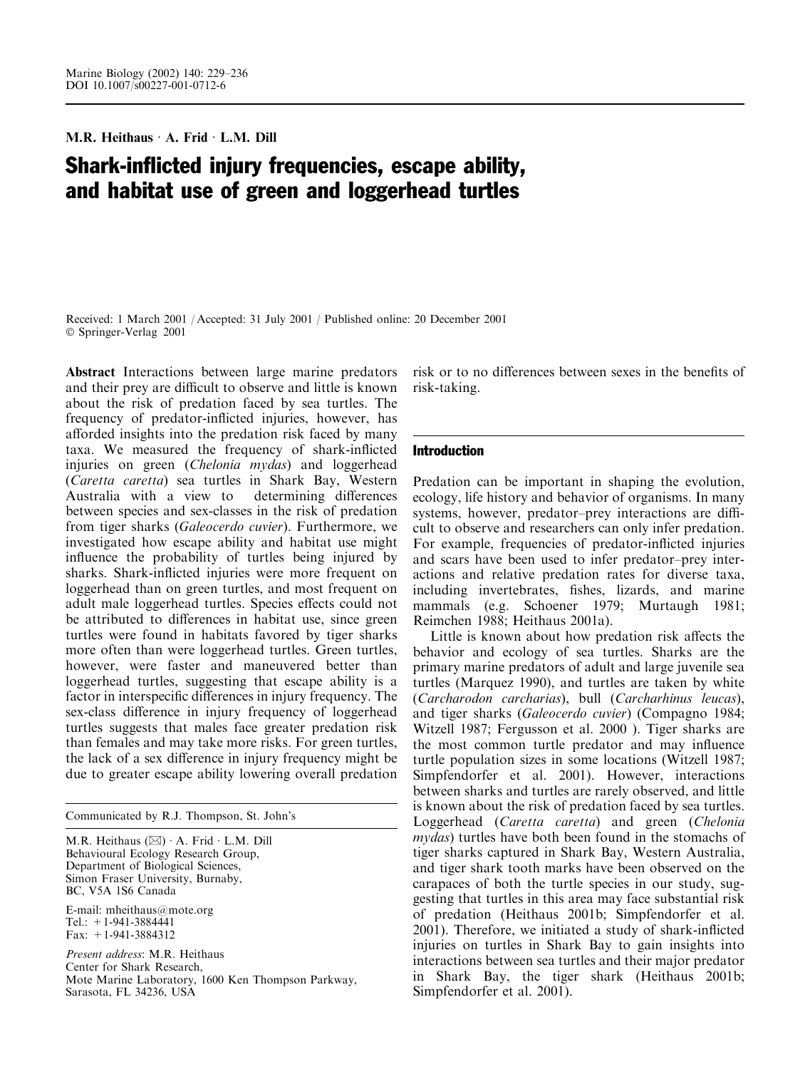M.R. Heithaus · A. Frid · L.M. Dill

# Shark-inflicted injury frequencies, escape ability, and habitat use of green and loggerhead turtles

Received: 1 March 2001 / Accepted: 31 July 2001 / Published online: 20 December 2001
© Springer-Verlag 2001

**Abstract** Interactions between large marine predators and their prey are difficult to observe and little is known about the risk of predation faced by sea turtles. The frequency of predator-inflicted injuries, however, has afforded insights into the predation risk faced by many taxa. We measured the frequency of shark-inflicted injuries on green (*Chelonia mydas*) and loggerhead (*Caretta caretta*) sea turtles in Shark Bay, Western Australia with a view to determining differences between species and sex-classes in the risk of predation from tiger sharks (*Galeocerdo cuvier*). Furthermore, we investigated how escape ability and habitat use might influence the probability of turtles being injured by sharks. Shark-inflicted injuries were more frequent on loggerhead than on green turtles, and most frequent on adult male loggerhead turtles. Species effects could not be attributed to differences in habitat use, since green turtles were found in habitats favored by tiger sharks more often than were loggerhead turtles. Green turtles, however, were faster and maneuvered better than loggerhead turtles, suggesting that escape ability is a factor in interspecific differences in injury frequency. The sex-class difference in injury frequency of loggerhead turtles suggests that males face greater predation risk than females and may take more risks. For green turtles, the lack of a sex difference in injury frequency might be due to greater escape ability lowering overall predation risk or to no differences between sexes in the benefits of risk-taking.

Communicated by R.J. Thompson, St. John's

M.R. Heithaus (✉) · A. Frid · L.M. Dill
Behavioural Ecology Research Group,
Department of Biological Sciences,
Simon Fraser University, Burnaby,
BC, V5A 1S6 Canada

E-mail: mheithaus@mote.org
Tel.: +1-941-3884441
Fax: +1-941-3884312

*Present address*: M.R. Heithaus
Center for Shark Research,
Mote Marine Laboratory, 1600 Ken Thompson Parkway,
Sarasota, FL 34236, USA

## Introduction

Predation can be important in shaping the evolution, ecology, life history and behavior of organisms. In many systems, however, predator–prey interactions are difficult to observe and researchers can only infer predation. For example, frequencies of predator-inflicted injuries and scars have been used to infer predator–prey interactions and relative predation rates for diverse taxa, including invertebrates, fishes, lizards, and marine mammals (e.g. Schoener 1979; Murtaugh 1981; Reimchen 1988; Heithaus 2001a).

Little is known about how predation risk affects the behavior and ecology of sea turtles. Sharks are the primary marine predators of adult and large juvenile sea turtles (Marquez 1990), and turtles are taken by white (*Carcharodon carcharias*), bull (*Carcharhinus leucas*), and tiger sharks (*Galeocerdo cuvier*) (Compagno 1984; Witzell 1987; Fergusson et al. 2000 ). Tiger sharks are the most common turtle predator and may influence turtle population sizes in some locations (Witzell 1987; Simpfendorfer et al. 2001). However, interactions between sharks and turtles are rarely observed, and little is known about the risk of predation faced by sea turtles. Loggerhead (*Caretta caretta*) and green (*Chelonia mydas*) turtles have both been found in the stomachs of tiger sharks captured in Shark Bay, Western Australia, and tiger shark tooth marks have been observed on the carapaces of both the turtle species in our study, suggesting that turtles in this area may face substantial risk of predation (Heithaus 2001b; Simpfendorfer et al. 2001). Therefore, we initiated a study of shark-inflicted injuries on turtles in Shark Bay to gain insights into interactions between sea turtles and their major predator in Shark Bay, the tiger shark (Heithaus 2001b; Simpfendorfer et al. 2001).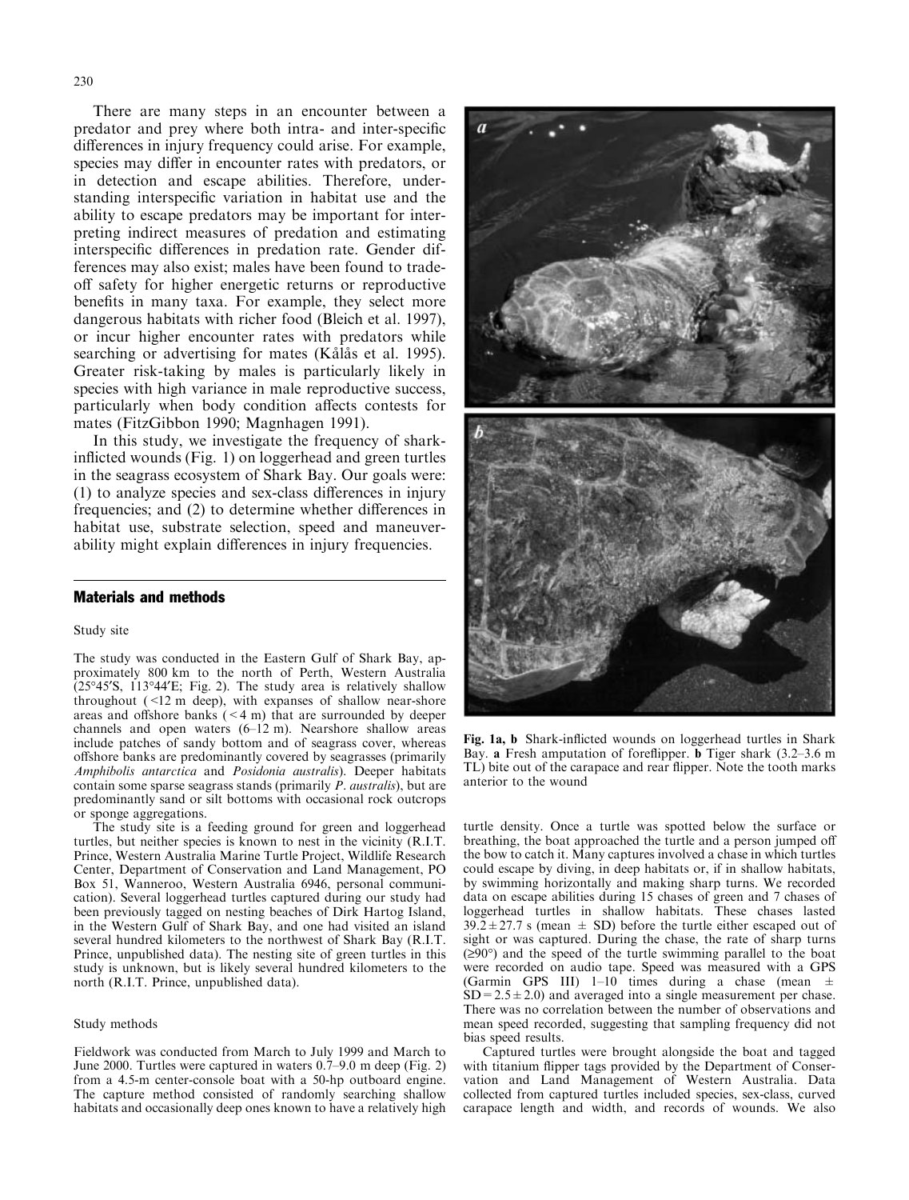There are many steps in an encounter between a predator and prey where both intra- and inter-specific differences in injury frequency could arise. For example, species may differ in encounter rates with predators, or in detection and escape abilities. Therefore, understanding interspecific variation in habitat use and the ability to escape predators may be important for interpreting indirect measures of predation and estimating interspecific differences in predation rate. Gender differences may also exist; males have been found to trade-off safety for higher energetic returns or reproductive benefits in many taxa. For example, they select more dangerous habitats with richer food (Bleich et al. 1997), or incur higher encounter rates with predators while searching or advertising for mates (Kålås et al. 1995). Greater risk-taking by males is particularly likely in species with high variance in male reproductive success, particularly when body condition affects contests for mates (FitzGibbon 1990; Magnhagen 1991).

In this study, we investigate the frequency of shark-inflicted wounds (Fig. 1) on loggerhead and green turtles in the seagrass ecosystem of Shark Bay. Our goals were: (1) to analyze species and sex-class differences in injury frequencies; and (2) to determine whether differences in habitat use, substrate selection, speed and maneuverability might explain differences in injury frequencies.

**Fig. 1a, b** Shark-inflicted wounds on loggerhead turtles in Shark Bay. **a** Fresh amputation of foreflipper. **b** Tiger shark (3.2–3.6 m TL) bite out of the carapace and rear flipper. Note the tooth marks anterior to the wound

## Materials and methods

### Study site

The study was conducted in the Eastern Gulf of Shark Bay, approximately 800 km to the north of Perth, Western Australia (25°45′S, 113°44′E; Fig. 2). The study area is relatively shallow throughout (<12 m deep), with expanses of shallow near-shore areas and offshore banks (<4 m) that are surrounded by deeper channels and open waters (6–12 m). Nearshore shallow areas include patches of sandy bottom and of seagrass cover, whereas offshore banks are predominantly covered by seagrasses (primarily *Amphibolis antarctica* and *Posidonia australis*). Deeper habitats contain some sparse seagrass stands (primarily *P. australis*), but are predominantly sand or silt bottoms with occasional rock outcrops or sponge aggregations.

The study site is a feeding ground for green and loggerhead turtles, but neither species is known to nest in the vicinity (R.I.T. Prince, Western Australia Marine Turtle Project, Wildlife Research Center, Department of Conservation and Land Management, PO Box 51, Wanneroo, Western Australia 6946, personal communication). Several loggerhead turtles captured during our study had been previously tagged on nesting beaches of Dirk Hartog Island, in the Western Gulf of Shark Bay, and one had visited an island several hundred kilometers to the northwest of Shark Bay (R.I.T. Prince, unpublished data). The nesting site of green turtles in this study is unknown, but is likely several hundred kilometers to the north (R.I.T. Prince, unpublished data).

### Study methods

Fieldwork was conducted from March to July 1999 and March to June 2000. Turtles were captured in waters 0.7–9.0 m deep (Fig. 2) from a 4.5-m center-console boat with a 50-hp outboard engine. The capture method consisted of randomly searching shallow habitats and occasionally deep ones known to have a relatively high turtle density. Once a turtle was spotted below the surface or breathing, the boat approached the turtle and a person jumped off the bow to catch it. Many captures involved a chase in which turtles could escape by diving, in deep habitats or, if in shallow habitats, by swimming horizontally and making sharp turns. We recorded data on escape abilities during 15 chases of green and 7 chases of loggerhead turtles in shallow habitats. These chases lasted $39.2 \pm 27.7$ s (mean $\pm$ SD) before the turtle either escaped out of sight or was captured. During the chase, the rate of sharp turns ($\geq 90°$) and the speed of the turtle swimming parallel to the boat were recorded on audio tape. Speed was measured with a GPS (Garmin GPS III) 1–10 times during a chase (mean $\pm$ SD $= 2.5 \pm 2.0$) and averaged into a single measurement per chase. There was no correlation between the number of observations and mean speed recorded, suggesting that sampling frequency did not bias speed results.

Captured turtles were brought alongside the boat and tagged with titanium flipper tags provided by the Department of Conservation and Land Management of Western Australia. Data collected from captured turtles included species, sex-class, curved carapace length and width, and records of wounds. We also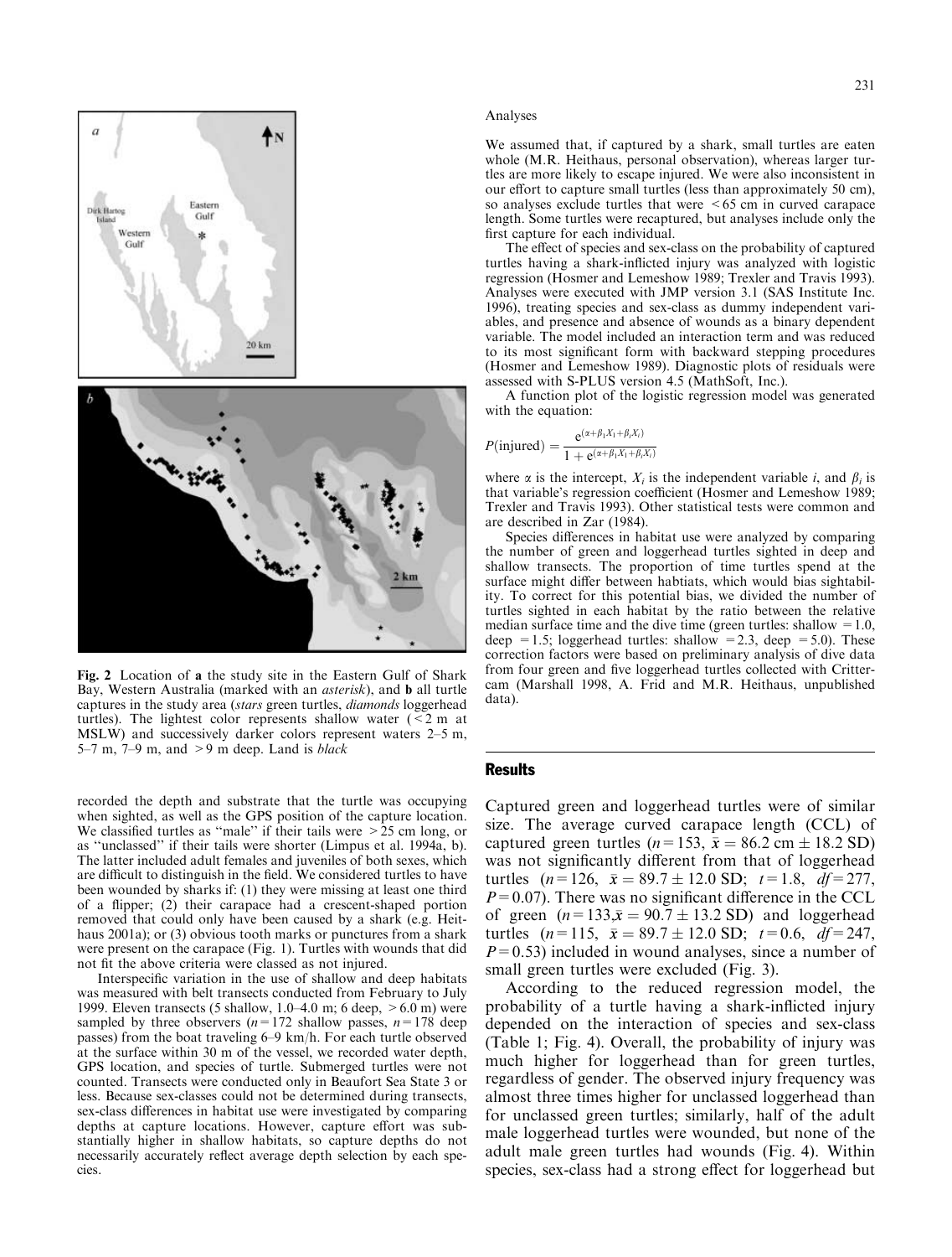Fig. 2 Location of **a** the study site in the Eastern Gulf of Shark Bay, Western Australia (marked with an *asterisk*), and **b** all turtle captures in the study area (*stars* green turtles, *diamonds* loggerhead turtles). The lightest color represents shallow water (<2 m at MSLW) and successively darker colors represent waters 2–5 m, 5–7 m, 7–9 m, and >9 m deep. Land is *black*

recorded the depth and substrate that the turtle was occupying when sighted, as well as the GPS position of the capture location. We classified turtles as "male" if their tails were >25 cm long, or as "unclassed" if their tails were shorter (Limpus et al. 1994a, b). The latter included adult females and juveniles of both sexes, which are difficult to distinguish in the field. We considered turtles to have been wounded by sharks if: (1) they were missing at least one third of a flipper; (2) their carapace had a crescent-shaped portion removed that could only have been caused by a shark (e.g. Heithaus 2001a); or (3) obvious tooth marks or punctures from a shark were present on the carapace (Fig. 1). Turtles with wounds that did not fit the above criteria were classed as not injured.

Interspecific variation in the use of shallow and deep habitats was measured with belt transects conducted from February to July 1999. Eleven transects (5 shallow, 1.0–4.0 m; 6 deep, >6.0 m) were sampled by three observers ($n=172$ shallow passes, $n=178$ deep passes) from the boat traveling 6–9 km/h. For each turtle observed at the surface within 30 m of the vessel, we recorded water depth, GPS location, and species of turtle. Submerged turtles were not counted. Transects were conducted only in Beaufort Sea State 3 or less. Because sex-classes could not be determined during transects, sex-class differences in habitat use were investigated by comparing depths at capture locations. However, capture effort was substantially higher in shallow habitats, so capture depths do not necessarily accurately reflect average depth selection by each species.

Analyses

We assumed that, if captured by a shark, small turtles are eaten whole (M.R. Heithaus, personal observation), whereas larger turtles are more likely to escape injured. We were also inconsistent in our effort to capture small turtles (less than approximately 50 cm), so analyses exclude turtles that were <65 cm in curved carapace length. Some turtles were recaptured, but analyses include only the first capture for each individual.

The effect of species and sex-class on the probability of captured turtles having a shark-inflicted injury was analyzed with logistic regression (Hosmer and Lemeshow 1989; Trexler and Travis 1993). Analyses were executed with JMP version 3.1 (SAS Institute Inc. 1996), treating species and sex-class as dummy independent variables, and presence and absence of wounds as a binary dependent variable. The model included an interaction term and was reduced to its most significant form with backward stepping procedures (Hosmer and Lemeshow 1989). Diagnostic plots of residuals were assessed with S-PLUS version 4.5 (MathSoft, Inc.).

A function plot of the logistic regression model was generated with the equation:

$$P(\text{injured}) = \frac{e^{(\alpha+\beta_1 X_1+\beta_i X_i)}}{1+e^{(\alpha+\beta_1 X_1+\beta_i X_i)}}$$

where $\alpha$ is the intercept, $X_i$ is the independent variable $i$, and $\beta_i$ is that variable's regression coefficient (Hosmer and Lemeshow 1989; Trexler and Travis 1993). Other statistical tests were common and are described in Zar (1984).

Species differences in habitat use were analyzed by comparing the number of green and loggerhead turtles sighted in deep and shallow transects. The proportion of time turtles spend at the surface might differ between habtiats, which would bias sightability. To correct for this potential bias, we divided the number of turtles sighted in each habitat by the ratio between the relative median surface time and the dive time (green turtles: shallow = 1.0, deep = 1.5; loggerhead turtles: shallow = 2.3, deep = 5.0). These correction factors were based on preliminary analysis of dive data from four green and five loggerhead turtles collected with Crittercam (Marshall 1998, A. Frid and M.R. Heithaus, unpublished data).

## Results

Captured green and loggerhead turtles were of similar size. The average curved carapace length (CCL) of captured green turtles ($n=153$, $\bar{x}=86.2$ cm $\pm$ 18.2 SD) was not significantly different from that of loggerhead turtles ($n=126$, $\bar{x}=89.7 \pm 12.0$ SD; $t=1.8$, $df=277$, $P=0.07$). There was no significant difference in the CCL of green ($n=133$, $\bar{x}=90.7 \pm 13.2$ SD) and loggerhead turtles ($n=115$, $\bar{x}=89.7 \pm 12.0$ SD; $t=0.6$, $df=247$, $P=0.53$) included in wound analyses, since a number of small green turtles were excluded (Fig. 3).

According to the reduced regression model, the probability of a turtle having a shark-inflicted injury depended on the interaction of species and sex-class (Table 1; Fig. 4). Overall, the probability of injury was much higher for loggerhead than for green turtles, regardless of gender. The observed injury frequency was almost three times higher for unclassed loggerhead than for unclassed green turtles; similarly, half of the adult male loggerhead turtles were wounded, but none of the adult male green turtles had wounds (Fig. 4). Within species, sex-class had a strong effect for loggerhead but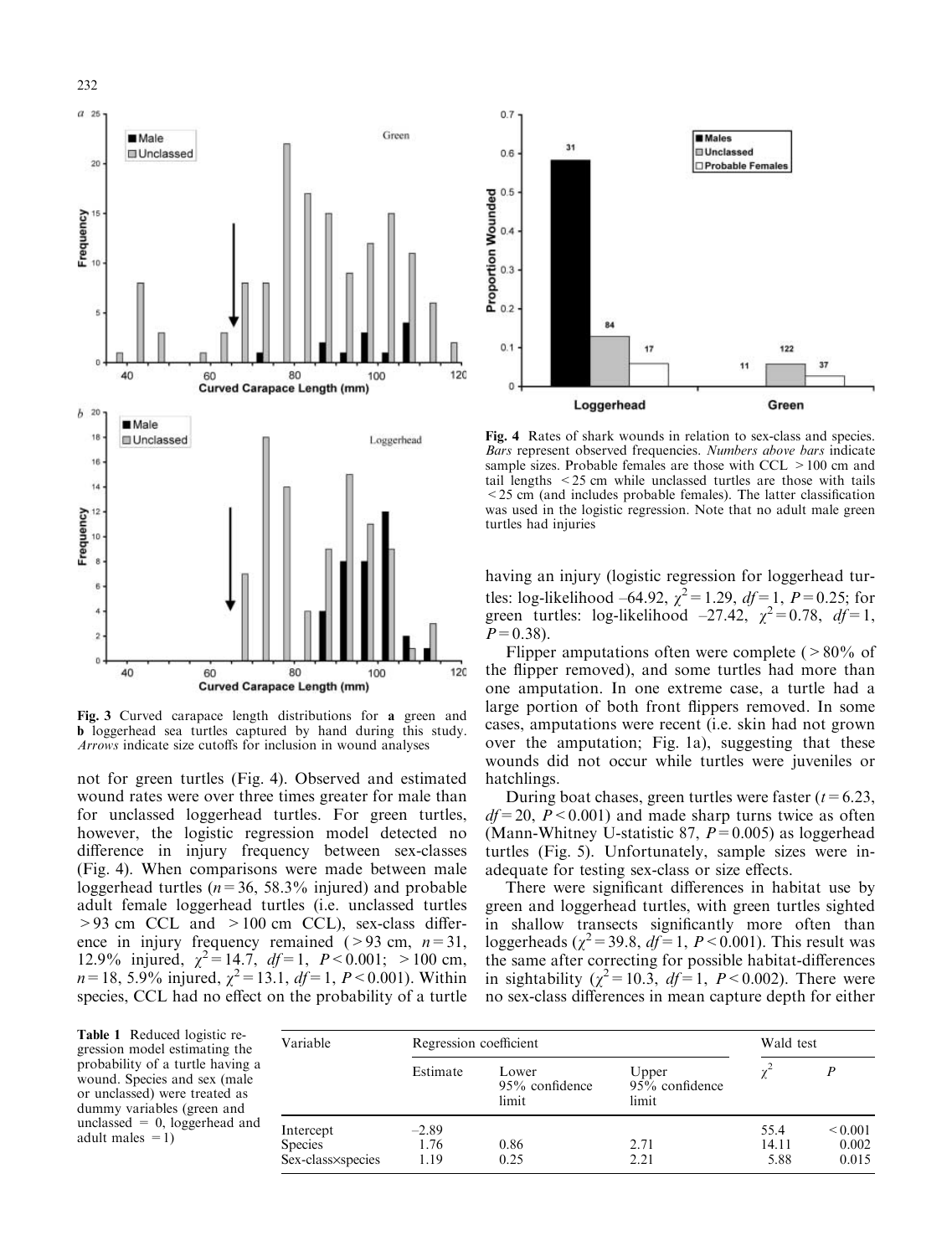Fig. 3 Curved carapace length distributions for **a** green and **b** loggerhead sea turtles captured by hand during this study. *Arrows* indicate size cutoffs for inclusion in wound analyses

Fig. 4 Rates of shark wounds in relation to sex-class and species. *Bars* represent observed frequencies. *Numbers above bars* indicate sample sizes. Probable females are those with CCL >100 cm and tail lengths <25 cm while unclassed turtles are those with tails <25 cm (and includes probable females). The latter classification was used in the logistic regression. Note that no adult male green turtles had injuries

not for green turtles (Fig. 4). Observed and estimated wound rates were over three times greater for male than for unclassed loggerhead turtles. For green turtles, however, the logistic regression model detected no difference in injury frequency between sex-classes (Fig. 4). When comparisons were made between male loggerhead turtles ($n=36$, 58.3% injured) and probable adult female loggerhead turtles (i.e. unclassed turtles >93 cm CCL and >100 cm CCL), sex-class difference in injury frequency remained (>93 cm, $n=31$, 12.9% injured, $\chi^2=14.7$, $df=1$, $P<0.001$; >100 cm, $n=18$, 5.9% injured, $\chi^2=13.1$, $df=1$, $P<0.001$). Within species, CCL had no effect on the probability of a turtle having an injury (logistic regression for loggerhead turtles: log-likelihood –64.92, $\chi^2=1.29$, $df=1$, $P=0.25$; for green turtles: log-likelihood –27.42, $\chi^2=0.78$, $df=1$, $P=0.38$).

Flipper amputations often were complete (>80% of the flipper removed), and some turtles had more than one amputation. In one extreme case, a turtle had a large portion of both front flippers removed. In some cases, amputations were recent (i.e. skin had not grown over the amputation; Fig. 1a), suggesting that these wounds did not occur while turtles were juveniles or hatchlings.

During boat chases, green turtles were faster ($t=6.23$, $df=20$, $P<0.001$) and made sharp turns twice as often (Mann-Whitney U-statistic 87, $P=0.005$) as loggerhead turtles (Fig. 5). Unfortunately, sample sizes were inadequate for testing sex-class or size effects.

There were significant differences in habitat use by green and loggerhead turtles, with green turtles sighted in shallow transects significantly more often than loggerheads ($\chi^2=39.8$, $df=1$, $P<0.001$). This result was the same after correcting for possible habitat-differences in sightability ($\chi^2=10.3$, $df=1$, $P<0.002$). There were no sex-class differences in mean capture depth for either

**Table 1** Reduced logistic regression model estimating the probability of a turtle having a wound. Species and sex (male or unclassed) were treated as dummy variables (green and unclassed = 0, loggerhead and adult males = 1)

| Variable | Regression coefficient | | | Wald test | |
|---|---|---|---|---|---|
| | Estimate | Lower 95% confidence limit | Upper 95% confidence limit | $\chi^2$ | $P$ |
| Intercept | –2.89 | | | 55.4 | <0.001 |
| Species | 1.76 | 0.86 | 2.71 | 14.11 | 0.002 |
| Sex-class×species | 1.19 | 0.25 | 2.21 | 5.88 | 0.015 |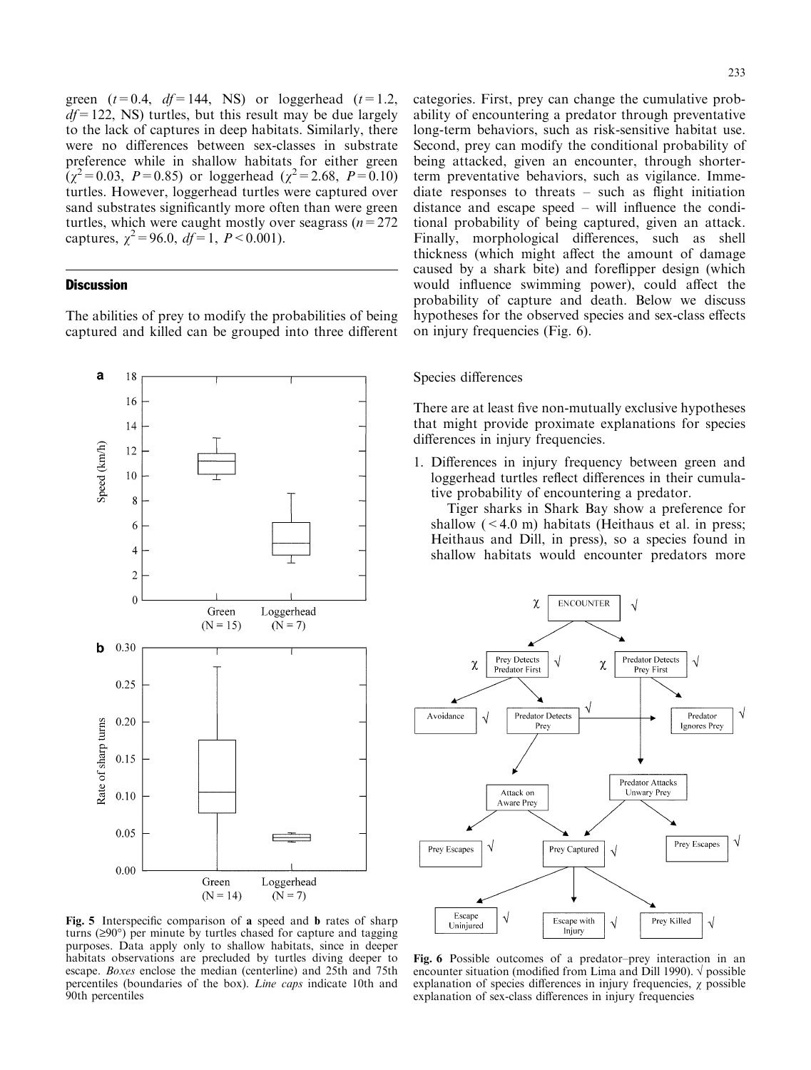green ($t = 0.4$, $df = 144$, NS) or loggerhead ($t = 1.2$, $df = 122$, NS) turtles, but this result may be due largely to the lack of captures in deep habitats. Similarly, there were no differences between sex-classes in substrate preference while in shallow habitats for either green ($\chi^2 = 0.03$, $P = 0.85$) or loggerhead ($\chi^2 = 2.68$, $P = 0.10$) turtles. However, loggerhead turtles were captured over sand substrates significantly more often than were green turtles, which were caught mostly over seagrass ($n = 272$ captures, $\chi^2 = 96.0$, $df = 1$, $P < 0.001$).

## Discussion

The abilities of prey to modify the probabilities of being captured and killed can be grouped into three different categories. First, prey can change the cumulative probability of encountering a predator through preventative long-term behaviors, such as risk-sensitive habitat use. Second, prey can modify the conditional probability of being attacked, given an encounter, through shorter-term preventative behaviors, such as vigilance. Immediate responses to threats – such as flight initiation distance and escape speed – will influence the conditional probability of being captured, given an attack. Finally, morphological differences, such as shell thickness (which might affect the amount of damage caused by a shark bite) and foreflipper design (which would influence swimming power), could affect the probability of capture and death. Below we discuss hypotheses for the observed species and sex-class effects on injury frequencies (Fig. 6).

**Fig. 5** Interspecific comparison of **a** speed and **b** rates of sharp turns (≥90°) per minute by turtles chased for capture and tagging purposes. Data apply only to shallow habitats, since in deeper habitats observations are precluded by turtles diving deeper to escape. *Boxes* enclose the median (centerline) and 25th and 75th percentiles (boundaries of the box). *Line caps* indicate 10th and 90th percentiles

### Species differences

There are at least five non-mutually exclusive hypotheses that might provide proximate explanations for species differences in injury frequencies.

1. Differences in injury frequency between green and loggerhead turtles reflect differences in their cumulative probability of encountering a predator.

   Tiger sharks in Shark Bay show a preference for shallow (< 4.0 m) habitats (Heithaus et al. in press; Heithaus and Dill, in press), so a species found in shallow habitats would encounter predators more

**Fig. 6** Possible outcomes of a predator–prey interaction in an encounter situation (modified from Lima and Dill 1990). √ possible explanation of species differences in injury frequencies, $\chi$ possible explanation of sex-class differences in injury frequencies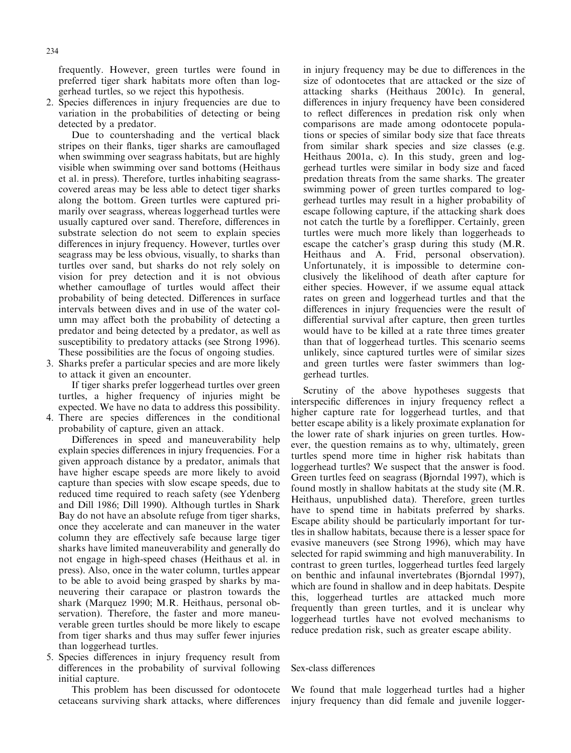frequently. However, green turtles were found in preferred tiger shark habitats more often than loggerhead turtles, so we reject this hypothesis.

2. Species differences in injury frequencies are due to variation in the probabilities of detecting or being detected by a predator.

   Due to countershading and the vertical black stripes on their flanks, tiger sharks are camouflaged when swimming over seagrass habitats, but are highly visible when swimming over sand bottoms (Heithaus et al. in press). Therefore, turtles inhabiting seagrass-covered areas may be less able to detect tiger sharks along the bottom. Green turtles were captured primarily over seagrass, whereas loggerhead turtles were usually captured over sand. Therefore, differences in substrate selection do not seem to explain species differences in injury frequency. However, turtles over seagrass may be less obvious, visually, to sharks than turtles over sand, but sharks do not rely solely on vision for prey detection and it is not obvious whether camouflage of turtles would affect their probability of being detected. Differences in surface intervals between dives and in use of the water column may affect both the probability of detecting a predator and being detected by a predator, as well as susceptibility to predatory attacks (see Strong 1996). These possibilities are the focus of ongoing studies.

3. Sharks prefer a particular species and are more likely to attack it given an encounter.

   If tiger sharks prefer loggerhead turtles over green turtles, a higher frequency of injuries might be expected. We have no data to address this possibility.

4. There are species differences in the conditional probability of capture, given an attack.

   Differences in speed and maneuverability help explain species differences in injury frequencies. For a given approach distance by a predator, animals that have higher escape speeds are more likely to avoid capture than species with slow escape speeds, due to reduced time required to reach safety (see Ydenberg and Dill 1986; Dill 1990). Although turtles in Shark Bay do not have an absolute refuge from tiger sharks, once they accelerate and can maneuver in the water column they are effectively safe because large tiger sharks have limited maneuverability and generally do not engage in high-speed chases (Heithaus et al. in press). Also, once in the water column, turtles appear to be able to avoid being grasped by sharks by maneuvering their carapace or plastron towards the shark (Marquez 1990; M.R. Heithaus, personal observation). Therefore, the faster and more maneuverable green turtles should be more likely to escape from tiger sharks and thus may suffer fewer injuries than loggerhead turtles.

5. Species differences in injury frequency result from differences in the probability of survival following initial capture.

   This problem has been discussed for odontocete cetaceans surviving shark attacks, where differences in injury frequency may be due to differences in the size of odontocetes that are attacked or the size of attacking sharks (Heithaus 2001c). In general, differences in injury frequency have been considered to reflect differences in predation risk only when comparisons are made among odontocete populations or species of similar body size that face threats from similar shark species and size classes (e.g. Heithaus 2001a, c). In this study, green and loggerhead turtles were similar in body size and faced predation threats from the same sharks. The greater swimming power of green turtles compared to loggerhead turtles may result in a higher probability of escape following capture, if the attacking shark does not catch the turtle by a foreflipper. Certainly, green turtles were much more likely than loggerheads to escape the catcher's grasp during this study (M.R. Heithaus and A. Frid, personal observation). Unfortunately, it is impossible to determine conclusively the likelihood of death after capture for either species. However, if we assume equal attack rates on green and loggerhead turtles and that the differences in injury frequencies were the result of differential survival after capture, then green turtles would have to be killed at a rate three times greater than that of loggerhead turtles. This scenario seems unlikely, since captured turtles were of similar sizes and green turtles were faster swimmers than loggerhead turtles.

Scrutiny of the above hypotheses suggests that interspecific differences in injury frequency reflect a higher capture rate for loggerhead turtles, and that better escape ability is a likely proximate explanation for the lower rate of shark injuries on green turtles. However, the question remains as to why, ultimately, green turtles spend more time in higher risk habitats than loggerhead turtles? We suspect that the answer is food. Green turtles feed on seagrass (Bjorndal 1997), which is found mostly in shallow habitats at the study site (M.R. Heithaus, unpublished data). Therefore, green turtles have to spend time in habitats preferred by sharks. Escape ability should be particularly important for turtles in shallow habitats, because there is a lesser space for evasive maneuvers (see Strong 1996), which may have selected for rapid swimming and high manuverability. In contrast to green turtles, loggerhead turtles feed largely on benthic and infaunal invertebrates (Bjorndal 1997), which are found in shallow and in deep habitats. Despite this, loggerhead turtles are attacked much more frequently than green turtles, and it is unclear why loggerhead turtles have not evolved mechanisms to reduce predation risk, such as greater escape ability.

## Sex-class differences

We found that male loggerhead turtles had a higher injury frequency than did female and juvenile logger-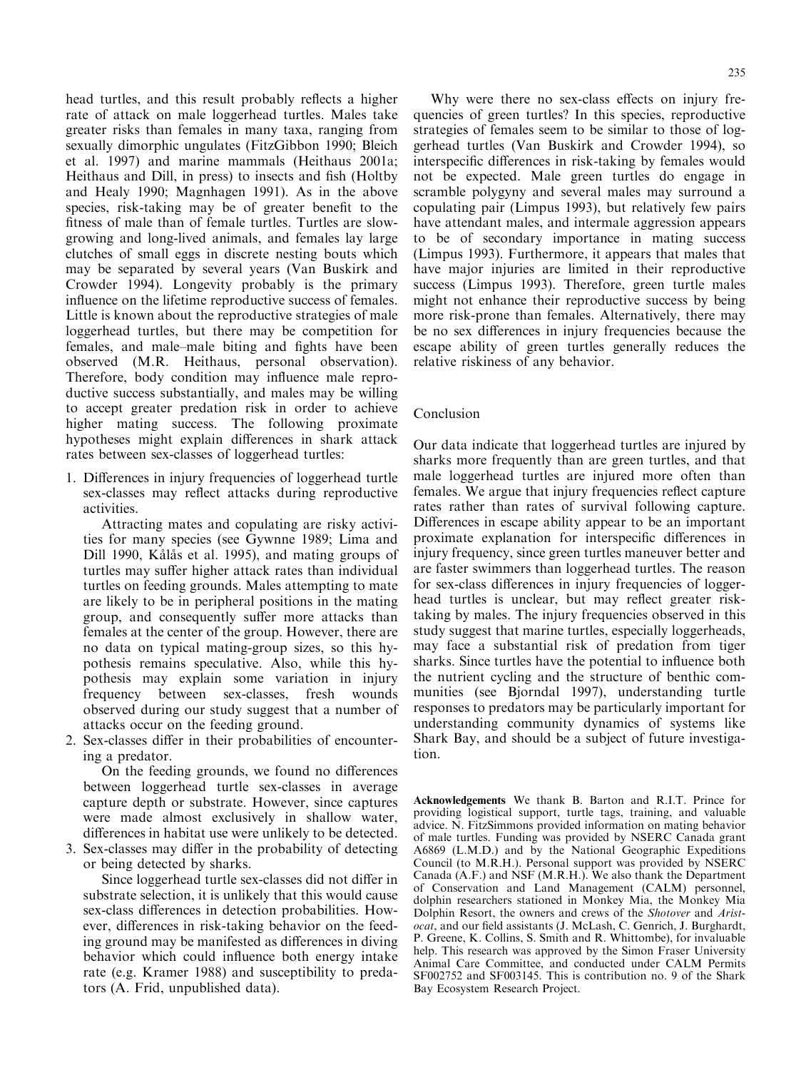head turtles, and this result probably reflects a higher rate of attack on male loggerhead turtles. Males take greater risks than females in many taxa, ranging from sexually dimorphic ungulates (FitzGibbon 1990; Bleich et al. 1997) and marine mammals (Heithaus 2001a; Heithaus and Dill, in press) to insects and fish (Holtby and Healy 1990; Magnhagen 1991). As in the above species, risk-taking may be of greater benefit to the fitness of male than of female turtles. Turtles are slow-growing and long-lived animals, and females lay large clutches of small eggs in discrete nesting bouts which may be separated by several years (Van Buskirk and Crowder 1994). Longevity probably is the primary influence on the lifetime reproductive success of females. Little is known about the reproductive strategies of male loggerhead turtles, but there may be competition for females, and male–male biting and fights have been observed (M.R. Heithaus, personal observation). Therefore, body condition may influence male reproductive success substantially, and males may be willing to accept greater predation risk in order to achieve higher mating success. The following proximate hypotheses might explain differences in shark attack rates between sex-classes of loggerhead turtles:

1. Differences in injury frequencies of loggerhead turtle sex-classes may reflect attacks during reproductive activities.

   Attracting mates and copulating are risky activities for many species (see Gywnne 1989; Lima and Dill 1990, Kålås et al. 1995), and mating groups of turtles may suffer higher attack rates than individual turtles on feeding grounds. Males attempting to mate are likely to be in peripheral positions in the mating group, and consequently suffer more attacks than females at the center of the group. However, there are no data on typical mating-group sizes, so this hypothesis remains speculative. Also, while this hypothesis may explain some variation in injury frequency between sex-classes, fresh wounds observed during our study suggest that a number of attacks occur on the feeding ground.

2. Sex-classes differ in their probabilities of encountering a predator.

   On the feeding grounds, we found no differences between loggerhead turtle sex-classes in average capture depth or substrate. However, since captures were made almost exclusively in shallow water, differences in habitat use were unlikely to be detected.

3. Sex-classes may differ in the probability of detecting or being detected by sharks.

   Since loggerhead turtle sex-classes did not differ in substrate selection, it is unlikely that this would cause sex-class differences in detection probabilities. However, differences in risk-taking behavior on the feeding ground may be manifested as differences in diving behavior which could influence both energy intake rate (e.g. Kramer 1988) and susceptibility to predators (A. Frid, unpublished data).

Why were there no sex-class effects on injury frequencies of green turtles? In this species, reproductive strategies of females seem to be similar to those of loggerhead turtles (Van Buskirk and Crowder 1994), so interspecific differences in risk-taking by females would not be expected. Male green turtles do engage in scramble polygyny and several males may surround a copulating pair (Limpus 1993), but relatively few pairs have attendant males, and intermale aggression appears to be of secondary importance in mating success (Limpus 1993). Furthermore, it appears that males that have major injuries are limited in their reproductive success (Limpus 1993). Therefore, green turtle males might not enhance their reproductive success by being more risk-prone than females. Alternatively, there may be no sex differences in injury frequencies because the escape ability of green turtles generally reduces the relative riskiness of any behavior.

## Conclusion

Our data indicate that loggerhead turtles are injured by sharks more frequently than are green turtles, and that male loggerhead turtles are injured more often than females. We argue that injury frequencies reflect capture rates rather than rates of survival following capture. Differences in escape ability appear to be an important proximate explanation for interspecific differences in injury frequency, since green turtles maneuver better and are faster swimmers than loggerhead turtles. The reason for sex-class differences in injury frequencies of loggerhead turtles is unclear, but may reflect greater risk-taking by males. The injury frequencies observed in this study suggest that marine turtles, especially loggerheads, may face a substantial risk of predation from tiger sharks. Since turtles have the potential to influence both the nutrient cycling and the structure of benthic communities (see Bjorndal 1997), understanding turtle responses to predators may be particularly important for understanding community dynamics of systems like Shark Bay, and should be a subject of future investigation.

**Acknowledgements** We thank B. Barton and R.I.T. Prince for providing logistical support, turtle tags, training, and valuable advice. N. FitzSimmons provided information on mating behavior of male turtles. Funding was provided by NSERC Canada grant A6869 (L.M.D.) and by the National Geographic Expeditions Council (to M.R.H.). Personal support was provided by NSERC Canada (A.F.) and NSF (M.R.H.). We also thank the Department of Conservation and Land Management (CALM) personnel, dolphin researchers stationed in Monkey Mia, the Monkey Mia Dolphin Resort, the owners and crews of the *Shotover* and *Aristocat*, and our field assistants (J. McLash, C. Genrich, J. Burghardt, P. Greene, K. Collins, S. Smith and R. Whittombe), for invaluable help. This research was approved by the Simon Fraser University Animal Care Committee, and conducted under CALM Permits SF002752 and SF003145. This is contribution no. 9 of the Shark Bay Ecosystem Research Project.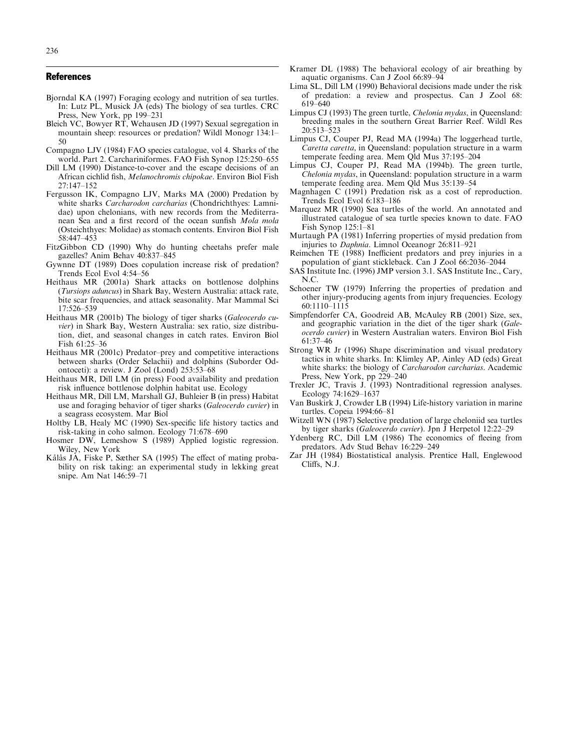## References

Bjorndal KA (1997) Foraging ecology and nutrition of sea turtles. In: Lutz PL, Musick JA (eds) The biology of sea turtles. CRC Press, New York, pp 199–231

Bleich VC, Bowyer RT, Wehausen JD (1997) Sexual segregation in mountain sheep: resources or predation? Wildl Monogr 134:1–50

Compagno LJV (1984) FAO species catalogue, vol 4. Sharks of the world. Part 2. Carchariniformes. FAO Fish Synop 125:250–655

Dill LM (1990) Distance-to-cover and the escape decisions of an African cichlid fish, *Melanochromis chipokae*. Environ Biol Fish 27:147–152

Fergusson IK, Compagno LJV, Marks MA (2000) Predation by white sharks *Carcharodon carcharias* (Chondrichthyes: Lamnidae) upon chelonians, with new records from the Mediterranean Sea and a first record of the ocean sunfish *Mola mola* (Osteichthyes: Molidae) as stomach contents. Environ Biol Fish 58:447–453

FitzGibbon CD (1990) Why do hunting cheetahs prefer male gazelles? Anim Behav 40:837–845

Gwynne DT (1989) Does copulation increase risk of predation? Trends Ecol Evol 4:54–56

Heithaus MR (2001a) Shark attacks on bottlenose dolphins (*Tursiops aduncus*) in Shark Bay, Western Australia: attack rate, bite scar frequencies, and attack seasonality. Mar Mammal Sci 17:526–539

Heithaus MR (2001b) The biology of tiger sharks (*Galeocerdo cuvier*) in Shark Bay, Western Australia: sex ratio, size distribution, diet, and seasonal changes in catch rates. Environ Biol Fish 61:25–36

Heithaus MR (2001c) Predator–prey and competitive interactions between sharks (Order Selachii) and dolphins (Suborder Odontoceti): a review. J Zool (Lond) 253:53–68

Heithaus MR, Dill LM (in press) Food availability and predation risk influence bottlenose dolphin habitat use. Ecology

Heithaus MR, Dill LM, Marshall GJ, Buhleier B (in press) Habitat use and foraging behavior of tiger sharks (*Galeocerdo cuvier*) in a seagrass ecosystem. Mar Biol

Holtby LB, Healy MC (1990) Sex-specific life history tactics and risk-taking in coho salmon. Ecology 71:678–690

Hosmer DW, Lemeshow S (1989) Applied logistic regression. Wiley, New York

Kålås JA, Fiske P, Sæther SA (1995) The effect of mating probability on risk taking: an experimental study in lekking great snipe. Am Nat 146:59–71

Kramer DL (1988) The behavioral ecology of air breathing by aquatic organisms. Can J Zool 66:89–94

Lima SL, Dill LM (1990) Behavioral decisions made under the risk of predation: a review and prospectus. Can J Zool 68: 619–640

Limpus CJ (1993) The green turtle, *Chelonia mydas*, in Queensland: breeding males in the southern Great Barrier Reef. Wildl Res 20:513–523

Limpus CJ, Couper PJ, Read MA (1994a) The loggerhead turtle, *Caretta caretta*, in Queensland: population structure in a warm temperate feeding area. Mem Qld Mus 37:195–204

Limpus CJ, Couper PJ, Read MA (1994b). The green turtle, *Chelonia mydas*, in Queensland: population structure in a warm temperate feeding area. Mem Qld Mus 35:139–54

Magnhagen C (1991) Predation risk as a cost of reproduction. Trends Ecol Evol 6:183–186

Marquez MR (1990) Sea turtles of the world. An annotated and illustrated catalogue of sea turtle species known to date. FAO Fish Synop 125:1–81

Murtaugh PA (1981) Inferring properties of mysid predation from injuries to *Daphnia*. Limnol Oceanogr 26:811–921

Reimchen TE (1988) Inefficient predators and prey injuries in a population of giant stickleback. Can J Zool 66:2036–2044

SAS Institute Inc. (1996) JMP version 3.1. SAS Institute Inc., Cary, N.C.

Schoener TW (1979) Inferring the properties of predation and other injury-producing agents from injury frequencies. Ecology 60:1110–1115

Simpfendorfer CA, Goodreid AB, McAuley RB (2001) Size, sex, and geographic variation in the diet of the tiger shark (*Galeocerdo cuvier*) in Western Australian waters. Environ Biol Fish 61:37–46

Strong WR Jr (1996) Shape discrimination and visual predatory tactics in white sharks. In: Klimley AP, Ainley AD (eds) Great white sharks: the biology of *Carcharodon carcharias*. Academic Press, New York, pp 229–240

Trexler JC, Travis J. (1993) Nontraditional regression analyses. Ecology 74:1629–1637

Van Buskirk J, Crowder LB (1994) Life-history variation in marine turtles. Copeia 1994:66–81

Witzell WN (1987) Selective predation of large cheloniid sea turtles by tiger sharks (*Galeocerdo cuvier*). Jpn J Herpetol 12:22–29

Ydenberg RC, Dill LM (1986) The economics of fleeing from predators. Adv Stud Behav 16:229–249

Zar JH (1984) Biostatistical analysis. Prentice Hall, Englewood Cliffs, N.J.